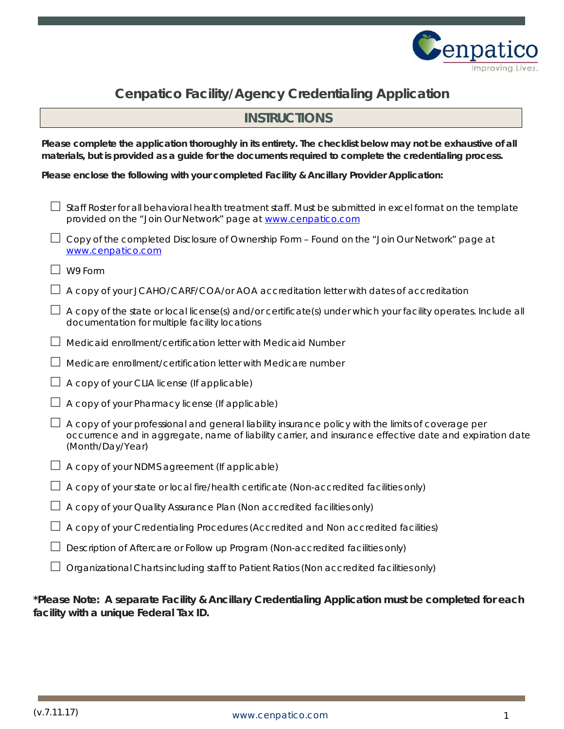# Cenpatico Facility/Agency Credentialing Application

## INSTRUCTIONS

**Please complete the application thoroughly in its entirety. The checklist below may not be exhaustive of all materials, but is provided as a guide for the documents required to complete the credentialing process.**

**Please enclose the following with your completed Facility & Ancillary Provider Application:**

- ☐ Staff Roster for all behavioral health treatment staff. Must be submitted in excel format on the template provided on the "Join Our Network" page at www.cenpatico.com
- ☐ Copy of the completed Disclosure of Ownership Form – Found on the "Join Our Network" page at www.cenpatico.com
- ☐ W9 Form
- ☐ A copy of your JCAHO/CARF/COA/or AOA accreditation letter with dates of accreditation
- ☐ A copy of the state or local license(s) and/or certificate(s) under which your facility operates. Include all documentation for multiple facility locations
- ☐ Medicaid enrollment/certification letter with Medicaid Number
- ☐ Medicare enrollment/certification letter with Medicare number
- ☐ A copy of your CLIA license (If applicable)
- ☐ A copy of your Pharmacy license (If applicable)
- ☐ A copy of your professional and general liability insurance policy with the limits of coverage per occurrence and in aggregate, name of liability carrier, and insurance effective date and expiration date (Month/Day/Year)
- ☐ A copy of your NDMS agreement (If applicable)
- ☐ A copy of your state or local fire/health certificate (Non-accredited facilities only)
- ☐ A copy of your Quality Assurance Plan (Non accredited facilities only)
- ☐ A copy of your Credentialing Procedures (Accredited and Non accredited facilities)
- ☐ Description of Aftercare or Follow up Program (Non-accredited facilities only)
- ☐ Organizational Charts including staff to Patient Ratios (Non accredited facilities only)

***Please Note: A separate Facility & Ancillary Credentialing Application must be completed for each facility with a unique Federal Tax ID.**

(v.7.11.17)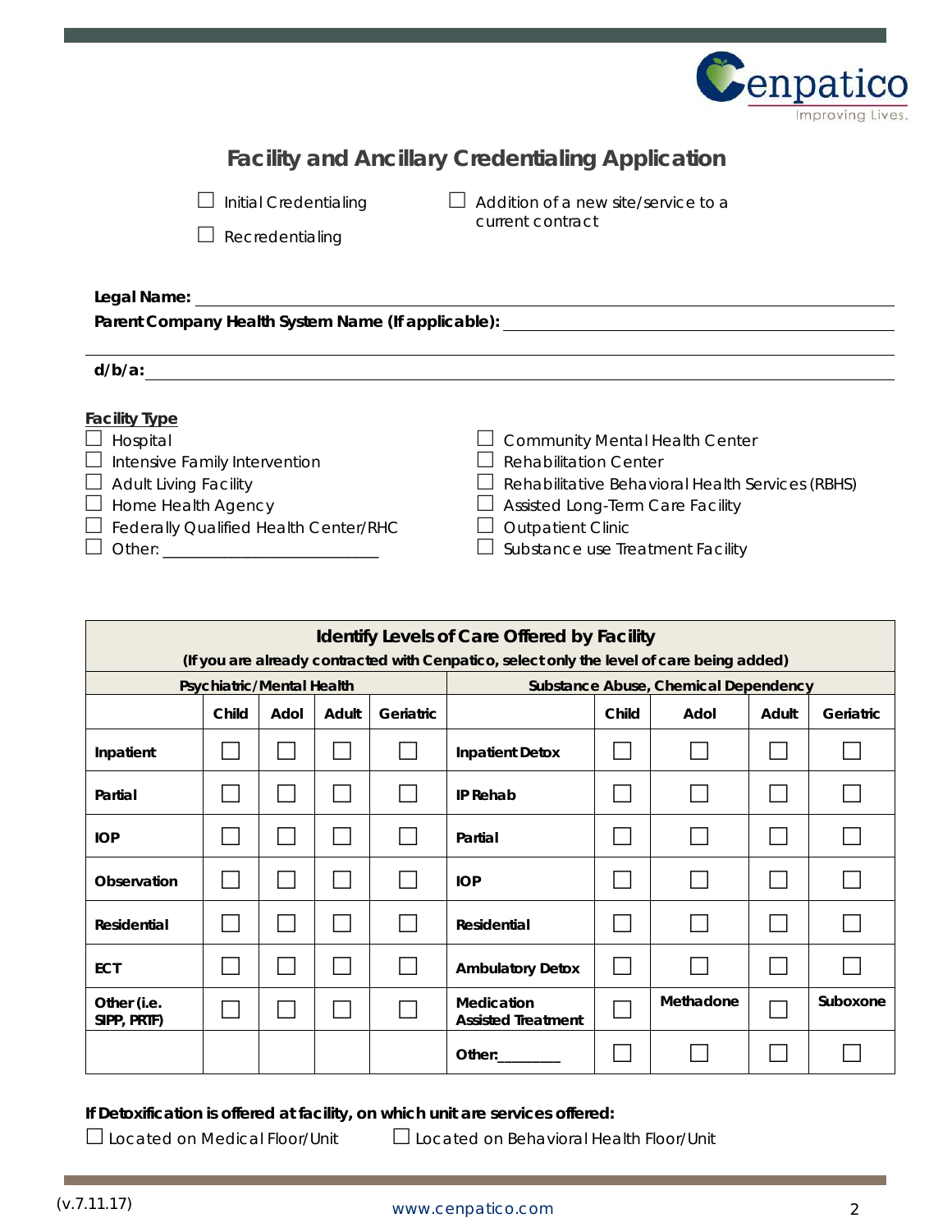# Facility and Ancillary Credentialing Application

☐ Initial Credentialing

☐ Recredentialing

☐ Addition of a new site/service to a current contract

**Legal Name:** ______________________________

**Parent Company Health System Name (If applicable):** ______________________________

**d/b/a:** ______________________________

**Facility Type**

☐ Hospital

☐ Intensive Family Intervention

☐ Adult Living Facility

☐ Home Health Agency

☐ Federally Qualified Health Center/RHC

☐ Other: ______________________

☐ Community Mental Health Center

☐ Rehabilitation Center

☐ Rehabilitative Behavioral Health Services (RBHS)

☐ Assisted Long-Term Care Facility

☐ Outpatient Clinic

☐ Substance use Treatment Facility

| **Identify Levels of Care Offered by Facility (If you are already contracted with Cenpatico, select only the level of care being added)** | | | | | | | | | |
|---|---|---|---|---|---|---|---|---|---|
| **Psychiatric/Mental Health** | | | | | **Substance Abuse, Chemical Dependency** | | | | |
| | **Child** | **Adol** | **Adult** | **Geriatric** | | **Child** | **Adol** | **Adult** | **Geriatric** |
| **Inpatient** | ☐ | ☐ | ☐ | ☐ | **Inpatient Detox** | ☐ | ☐ | ☐ | ☐ |
| **Partial** | ☐ | ☐ | ☐ | ☐ | **IP Rehab** | ☐ | ☐ | ☐ | ☐ |
| **IOP** | ☐ | ☐ | ☐ | ☐ | **Partial** | ☐ | ☐ | ☐ | ☐ |
| **Observation** | ☐ | ☐ | ☐ | ☐ | **IOP** | ☐ | ☐ | ☐ | ☐ |
| **Residential** | ☐ | ☐ | ☐ | ☐ | **Residential** | ☐ | ☐ | ☐ | ☐ |
| **ECT** | ☐ | ☐ | ☐ | ☐ | **Ambulatory Detox** | ☐ | ☐ | ☐ | ☐ |
| **Other (i.e. SIPP, PRTF)** | ☐ | ☐ | ☐ | ☐ | **Medication Assisted Treatment** | ☐ | **Methadone** | ☐ | **Suboxone** |
| | | | | | **Other:________** | ☐ | ☐ | ☐ | ☐ |

**If Detoxification is offered at facility, on which unit are services offered:**

☐ Located on Medical Floor/Unit ☐ Located on Behavioral Health Floor/Unit

(v.7.11.17) www.cenpatico.com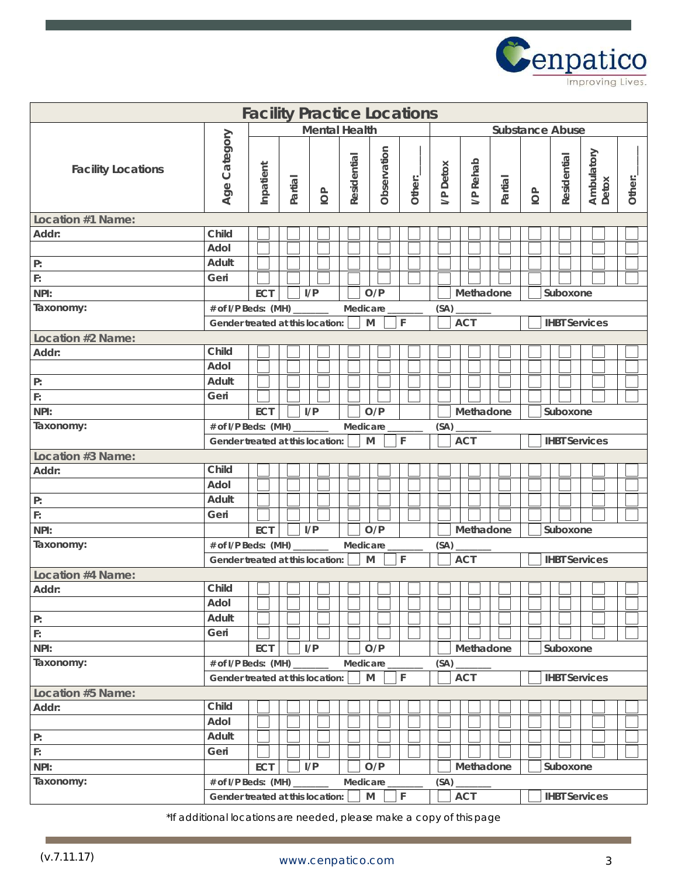## Facility Practice Locations

| Facility Locations | Age Category | Mental Health | | | | | | Substance Abuse | | | | | | |
|---|---|---|---|---|---|---|---|---|---|---|---|---|---|---|
| | | Inpatient | Partial | IOP | Residential | Observation | Other:___ | I/P Detox | I/P Rehab | Partial | IOP | Residential | Ambulatory Detox | Other:___ |
| **Location #1 Name:** | | | | | | | | | | | | | | |
| Addr: | Child | ☐ | ☐ | ☐ | ☐ | ☐ | ☐ | ☐ | ☐ | ☐ | ☐ | ☐ | ☐ | ☐ |
| | Adol | ☐ | ☐ | ☐ | ☐ | ☐ | ☐ | ☐ | ☐ | ☐ | ☐ | ☐ | ☐ | ☐ |
| P: | Adult | ☐ | ☐ | ☐ | ☐ | ☐ | ☐ | ☐ | ☐ | ☐ | ☐ | ☐ | ☐ | ☐ |
| F: | Geri | ☐ | ☐ | ☐ | ☐ | ☐ | ☐ | ☐ | ☐ | ☐ | ☐ | ☐ | ☐ | ☐ |
| NPI: | | ECT ☐ | I/P ☐ | | O/P | | | ☐ Methadone | | | ☐ Suboxone | | | |
| Taxonomy: | # of I/P Beds: (MH) _______ | | | | Medicare _______ | | | (SA) _______ | | | | | | |
| | Gender treated at this location: | | | | ☐ M | ☐ F | | ☐ ACT | | | ☐ IHBT Services | | | |
| **Location #2 Name:** | | | | | | | | | | | | | | |
| Addr: | Child | ☐ | ☐ | ☐ | ☐ | ☐ | ☐ | ☐ | ☐ | ☐ | ☐ | ☐ | ☐ | ☐ |
| | Adol | ☐ | ☐ | ☐ | ☐ | ☐ | ☐ | ☐ | ☐ | ☐ | ☐ | ☐ | ☐ | ☐ |
| P: | Adult | ☐ | ☐ | ☐ | ☐ | ☐ | ☐ | ☐ | ☐ | ☐ | ☐ | ☐ | ☐ | ☐ |
| F: | Geri | ☐ | ☐ | ☐ | ☐ | ☐ | ☐ | ☐ | ☐ | ☐ | ☐ | ☐ | ☐ | ☐ |
| NPI: | | ECT ☐ | I/P ☐ | | O/P | | | ☐ Methadone | | | ☐ Suboxone | | | |
| Taxonomy: | # of I/P Beds: (MH) _______ | | | | Medicare _______ | | | (SA) _______ | | | | | | |
| | Gender treated at this location: | | | | ☐ M | ☐ F | | ☐ ACT | | | ☐ IHBT Services | | | |
| **Location #3 Name:** | | | | | | | | | | | | | | |
| Addr: | Child | ☐ | ☐ | ☐ | ☐ | ☐ | ☐ | ☐ | ☐ | ☐ | ☐ | ☐ | ☐ | ☐ |
| | Adol | ☐ | ☐ | ☐ | ☐ | ☐ | ☐ | ☐ | ☐ | ☐ | ☐ | ☐ | ☐ | ☐ |
| P: | Adult | ☐ | ☐ | ☐ | ☐ | ☐ | ☐ | ☐ | ☐ | ☐ | ☐ | ☐ | ☐ | ☐ |
| F: | Geri | ☐ | ☐ | ☐ | ☐ | ☐ | ☐ | ☐ | ☐ | ☐ | ☐ | ☐ | ☐ | ☐ |
| NPI: | | ECT ☐ | I/P ☐ | | O/P | | | ☐ Methadone | | | ☐ Suboxone | | | |
| Taxonomy: | # of I/P Beds: (MH) _______ | | | | Medicare _______ | | | (SA) _______ | | | | | | |
| | Gender treated at this location: | | | | ☐ M | ☐ F | | ☐ ACT | | | ☐ IHBT Services | | | |
| **Location #4 Name:** | | | | | | | | | | | | | | |
| Addr: | Child | ☐ | ☐ | ☐ | ☐ | ☐ | ☐ | ☐ | ☐ | ☐ | ☐ | ☐ | ☐ | ☐ |
| | Adol | ☐ | ☐ | ☐ | ☐ | ☐ | ☐ | ☐ | ☐ | ☐ | ☐ | ☐ | ☐ | ☐ |
| P: | Adult | ☐ | ☐ | ☐ | ☐ | ☐ | ☐ | ☐ | ☐ | ☐ | ☐ | ☐ | ☐ | ☐ |
| F: | Geri | ☐ | ☐ | ☐ | ☐ | ☐ | ☐ | ☐ | ☐ | ☐ | ☐ | ☐ | ☐ | ☐ |
| NPI: | | ECT ☐ | I/P ☐ | | O/P | | | ☐ Methadone | | | ☐ Suboxone | | | |
| Taxonomy: | # of I/P Beds: (MH) _______ | | | | Medicare _______ | | | (SA) _______ | | | | | | |
| | Gender treated at this location: | | | | ☐ M | ☐ F | | ☐ ACT | | | ☐ IHBT Services | | | |
| **Location #5 Name:** | | | | | | | | | | | | | | |
| Addr: | Child | ☐ | ☐ | ☐ | ☐ | ☐ | ☐ | ☐ | ☐ | ☐ | ☐ | ☐ | ☐ | ☐ |
| | Adol | ☐ | ☐ | ☐ | ☐ | ☐ | ☐ | ☐ | ☐ | ☐ | ☐ | ☐ | ☐ | ☐ |
| P: | Adult | ☐ | ☐ | ☐ | ☐ | ☐ | ☐ | ☐ | ☐ | ☐ | ☐ | ☐ | ☐ | ☐ |
| F: | Geri | ☐ | ☐ | ☐ | ☐ | ☐ | ☐ | ☐ | ☐ | ☐ | ☐ | ☐ | ☐ | ☐ |
| NPI: | | ECT ☐ | I/P ☐ | | O/P | | | ☐ Methadone | | | ☐ Suboxone | | | |
| Taxonomy: | # of I/P Beds: (MH) _______ | | | | Medicare _______ | | | (SA) _______ | | | | | | |
| | Gender treated at this location: | | | | ☐ M | ☐ F | | ☐ ACT | | | ☐ IHBT Services | | | |

*If additional locations are needed, please make a copy of this page

(v.7.11.17)

www.cenpatico.com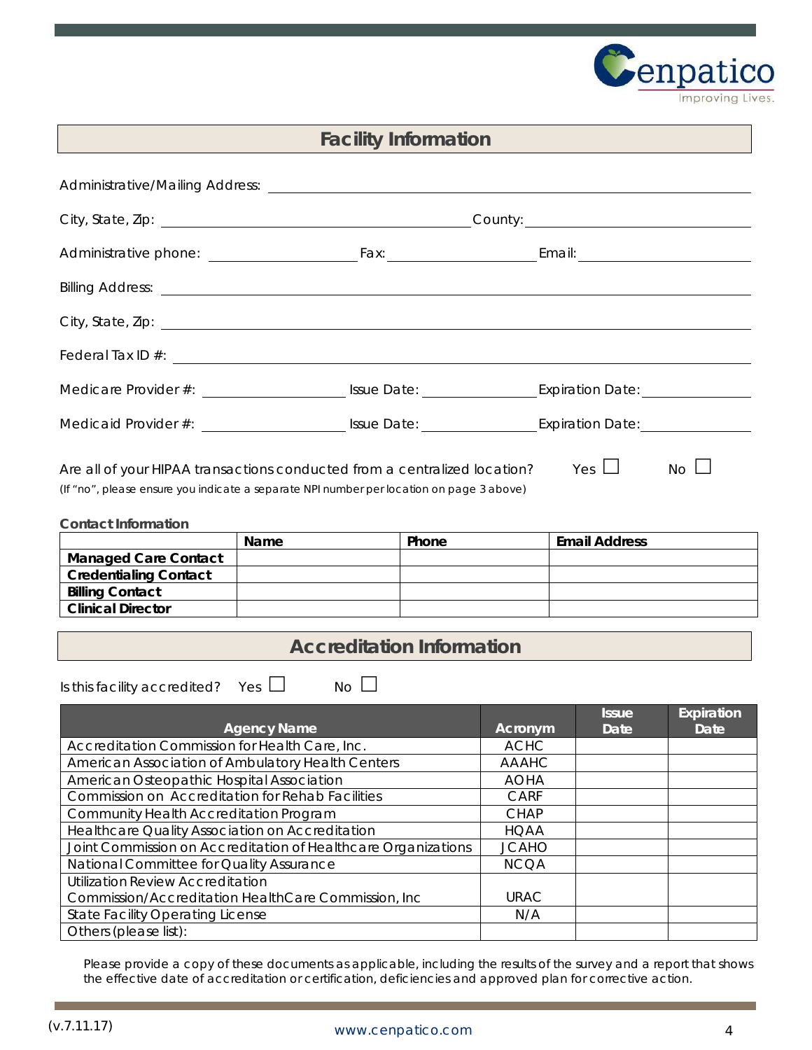## Facility Information

Administrative/Mailing Address: ____________________

City, State, Zip: ____________________ County: ____________________

Administrative phone: ____________ Fax: ____________ Email: ____________

Billing Address: ____________________

City, State, Zip: ____________________

Federal Tax ID #: ____________________

Medicare Provider #: ____________ Issue Date: ____________ Expiration Date: ____________

Medicaid Provider #: ____________ Issue Date: ____________ Expiration Date: ____________

Are all of your HIPAA transactions conducted from a centralized location? Yes ☐ No ☐

(If "no", please ensure you indicate a separate NPI number per location on page 3 above)

**Contact Information**

| | Name | Phone | Email Address |
|---|---|---|---|
| **Managed Care Contact** | | | |
| **Credentialing Contact** | | | |
| **Billing Contact** | | | |
| **Clinical Director** | | | |

## Accreditation Information

Is this facility accredited? Yes ☐ No ☐

| Agency Name | Acronym | Issue Date | Expiration Date |
|---|---|---|---|
| Accreditation Commission for Health Care, Inc. | ACHC | | |
| American Association of Ambulatory Health Centers | AAAHC | | |
| American Osteopathic Hospital Association | AOHA | | |
| Commission on Accreditation for Rehab Facilities | CARF | | |
| Community Health Accreditation Program | CHAP | | |
| Healthcare Quality Association on Accreditation | HQAA | | |
| Joint Commission on Accreditation of Healthcare Organizations | JCAHO | | |
| National Committee for Quality Assurance | NCQA | | |
| Utilization Review Accreditation Commission/Accreditation HealthCare Commission, Inc | URAC | | |
| State Facility Operating License | N/A | | |
| Others (please list): | | | |

Please provide a copy of these documents as applicable, including the results of the survey and a report that shows the effective date of accreditation or certification, deficiencies and approved plan for corrective action.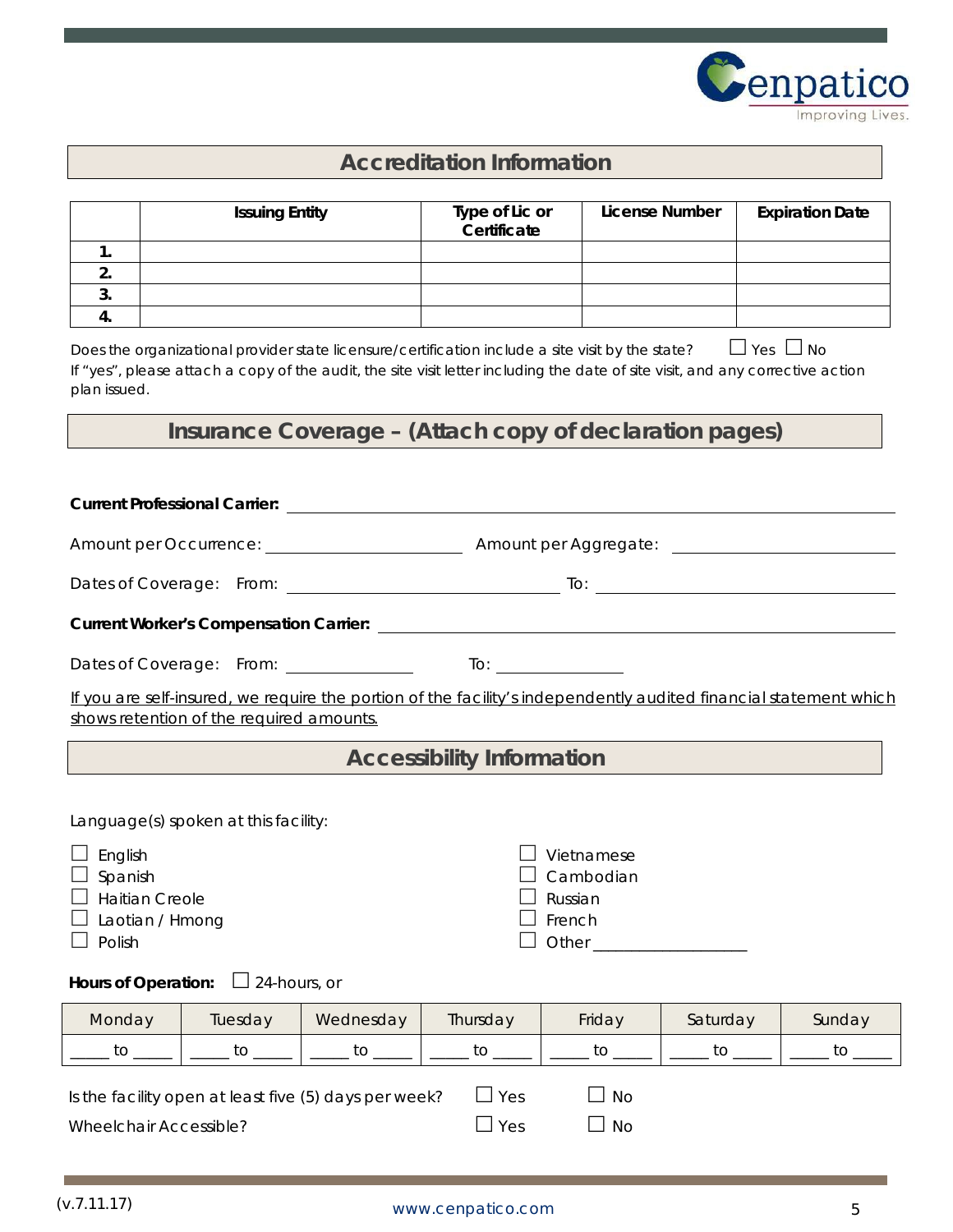## Accreditation Information

| | Issuing Entity | Type of Lic or Certificate | License Number | Expiration Date |
|---|---|---|---|---|
| 1. | | | | |
| 2. | | | | |
| 3. | | | | |
| 4. | | | | |

Does the organizational provider state licensure/certification include a site visit by the state? ☐ Yes ☐ No
If "yes", please attach a copy of the audit, the site visit letter including the date of site visit, and any corrective action plan issued.

## Insurance Coverage – (Attach copy of declaration pages)

**Current Professional Carrier:** ______________________________

Amount per Occurrence: ____________________ Amount per Aggregate: ____________________

Dates of Coverage: From: ____________________ To: ____________________

**Current Worker's Compensation Carrier:** ______________________________

Dates of Coverage: From: ______________ To: ______________

If you are self-insured, we require the portion of the facility's independently audited financial statement which shows retention of the required amounts.

## Accessibility Information

Language(s) spoken at this facility:

- ☐ English
- ☐ Spanish
- ☐ Haitian Creole
- ☐ Laotian / Hmong
- ☐ Polish
- ☐ Vietnamese
- ☐ Cambodian
- ☐ Russian
- ☐ French
- ☐ Other __________________

**Hours of Operation:** ☐ 24-hours, or

| Monday | Tuesday | Wednesday | Thursday | Friday | Saturday | Sunday |
|---|---|---|---|---|---|---|
| _____ to _____ | _____ to _____ | _____ to _____ | _____ to _____ | _____ to _____ | _____ to _____ | _____ to _____ |

Is the facility open at least five (5) days per week? ☐ Yes ☐ No

Wheelchair Accessible? ☐ Yes ☐ No

(v.7.11.17)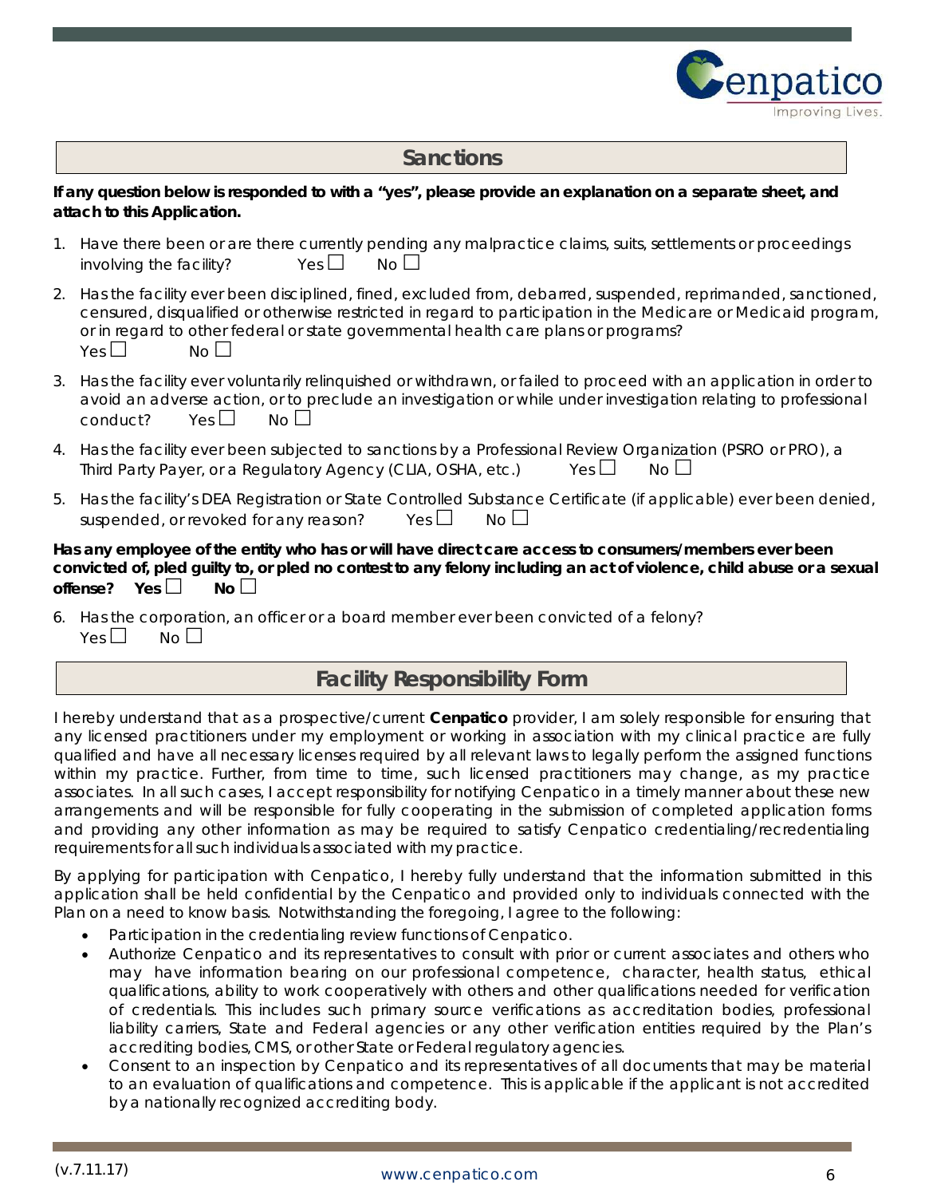## Sanctions

**If any question below is responded to with a "yes", please provide an explanation on a separate sheet, and attach to this Application.**

1. Have there been or are there currently pending any malpractice claims, suits, settlements or proceedings involving the facility? Yes ☐ No ☐
2. Has the facility ever been disciplined, fined, excluded from, debarred, suspended, reprimanded, sanctioned, censured, disqualified or otherwise restricted in regard to participation in the Medicare or Medicaid program, or in regard to other federal or state governmental health care plans or programs? Yes ☐ No ☐
3. Has the facility ever voluntarily relinquished or withdrawn, or failed to proceed with an application in order to avoid an adverse action, or to preclude an investigation or while under investigation relating to professional conduct? Yes ☐ No ☐
4. Has the facility ever been subjected to sanctions by a Professional Review Organization (PSRO or PRO), a Third Party Payer, or a Regulatory Agency (CLIA, OSHA, etc.) Yes ☐ No ☐
5. Has the facility's DEA Registration or State Controlled Substance Certificate (if applicable) ever been denied, suspended, or revoked for any reason? Yes ☐ No ☐

**Has any employee of the entity who has or will have direct care access to consumers/members ever been convicted of, pled guilty to, or pled no contest to any felony including an act of violence, child abuse or a sexual offense? Yes ☐ No ☐**

6. Has the corporation, an officer or a board member ever been convicted of a felony? Yes ☐ No ☐

## Facility Responsibility Form

I hereby understand that as a prospective/current **Cenpatico** provider, I am solely responsible for ensuring that any licensed practitioners under my employment or working in association with my clinical practice are fully qualified and have all necessary licenses required by all relevant laws to legally perform the assigned functions within my practice. Further, from time to time, such licensed practitioners may change, as my practice associates. In all such cases, I accept responsibility for notifying Cenpatico in a timely manner about these new arrangements and will be responsible for fully cooperating in the submission of completed application forms and providing any other information as may be required to satisfy Cenpatico credentialing/recredentialing requirements for all such individuals associated with my practice.

By applying for participation with Cenpatico, I hereby fully understand that the information submitted in this application shall be held confidential by the Cenpatico and provided only to individuals connected with the Plan on a need to know basis. Notwithstanding the foregoing, I agree to the following:

- Participation in the credentialing review functions of Cenpatico.
- Authorize Cenpatico and its representatives to consult with prior or current associates and others who may have information bearing on our professional competence, character, health status, ethical qualifications, ability to work cooperatively with others and other qualifications needed for verification of credentials. This includes such primary source verifications as accreditation bodies, professional liability carriers, State and Federal agencies or any other verification entities required by the Plan's accrediting bodies, CMS, or other State or Federal regulatory agencies.
- Consent to an inspection by Cenpatico and its representatives of all documents that may be material to an evaluation of qualifications and competence. This is applicable if the applicant is not accredited by a nationally recognized accrediting body.

(v.7.11.17) www.cenpatico.com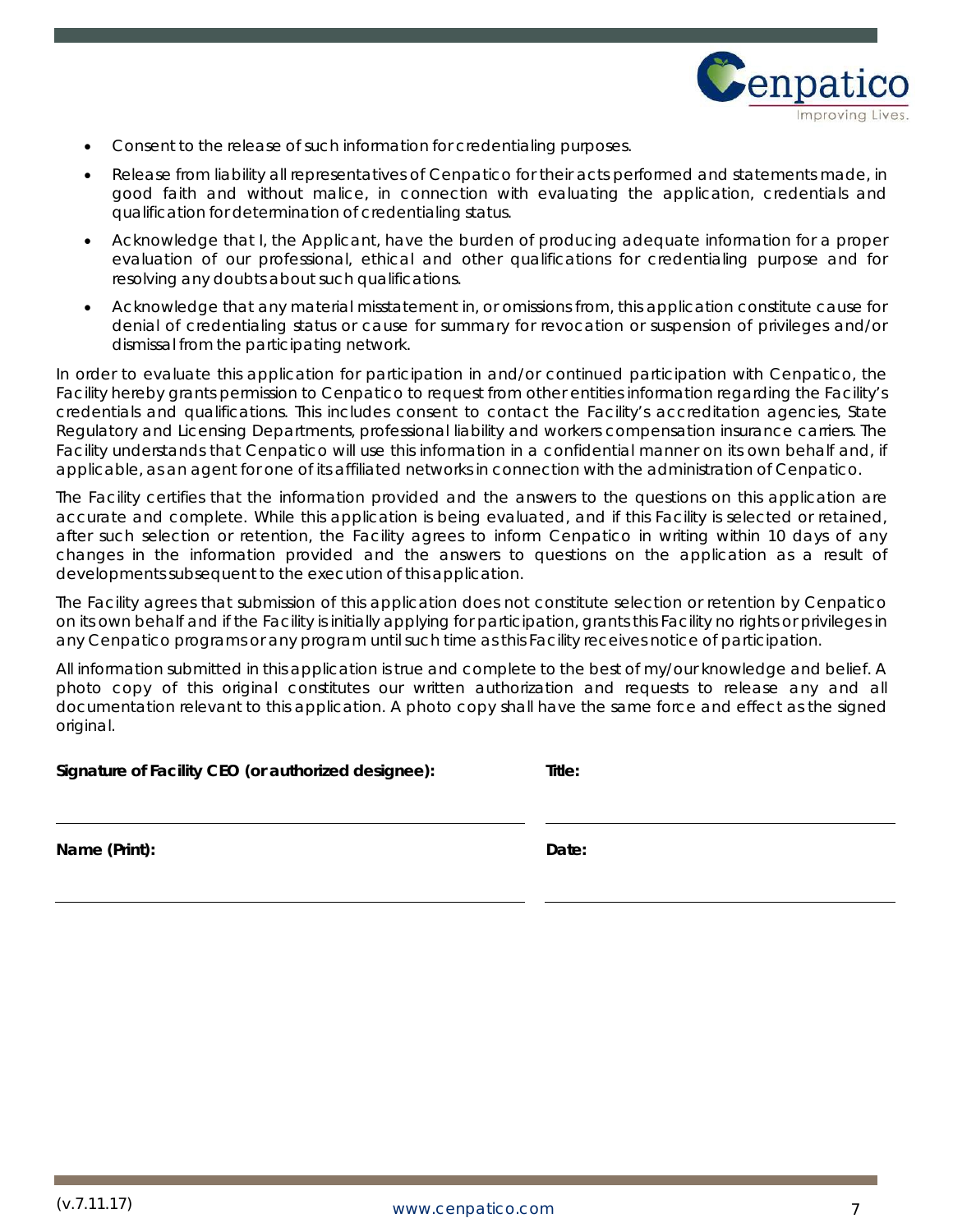- Consent to the release of such information for credentialing purposes.
- Release from liability all representatives of Cenpatico for their acts performed and statements made, in good faith and without malice, in connection with evaluating the application, credentials and qualification for determination of credentialing status.
- Acknowledge that I, the Applicant, have the burden of producing adequate information for a proper evaluation of our professional, ethical and other qualifications for credentialing purpose and for resolving any doubts about such qualifications.
- Acknowledge that any material misstatement in, or omissions from, this application constitute cause for denial of credentialing status or cause for summary for revocation or suspension of privileges and/or dismissal from the participating network.

In order to evaluate this application for participation in and/or continued participation with Cenpatico, the Facility hereby grants permission to Cenpatico to request from other entities information regarding the Facility's credentials and qualifications. This includes consent to contact the Facility's accreditation agencies, State Regulatory and Licensing Departments, professional liability and workers compensation insurance carriers. The Facility understands that Cenpatico will use this information in a confidential manner on its own behalf and, if applicable, as an agent for one of its affiliated networks in connection with the administration of Cenpatico.

The Facility certifies that the information provided and the answers to the questions on this application are accurate and complete. While this application is being evaluated, and if this Facility is selected or retained, after such selection or retention, the Facility agrees to inform Cenpatico in writing within 10 days of any changes in the information provided and the answers to questions on the application as a result of developments subsequent to the execution of this application.

The Facility agrees that submission of this application does not constitute selection or retention by Cenpatico on its own behalf and if the Facility is initially applying for participation, grants this Facility no rights or privileges in any Cenpatico programs or any program until such time as this Facility receives notice of participation.

All information submitted in this application is true and complete to the best of my/our knowledge and belief. A photo copy of this original constitutes our written authorization and requests to release any and all documentation relevant to this application. A photo copy shall have the same force and effect as the signed original.

**Signature of Facility CEO (or authorized designee):** ______________________ **Title:** ______________________

**Name (Print):** ______________________ **Date:** ______________________

(v.7.11.17)